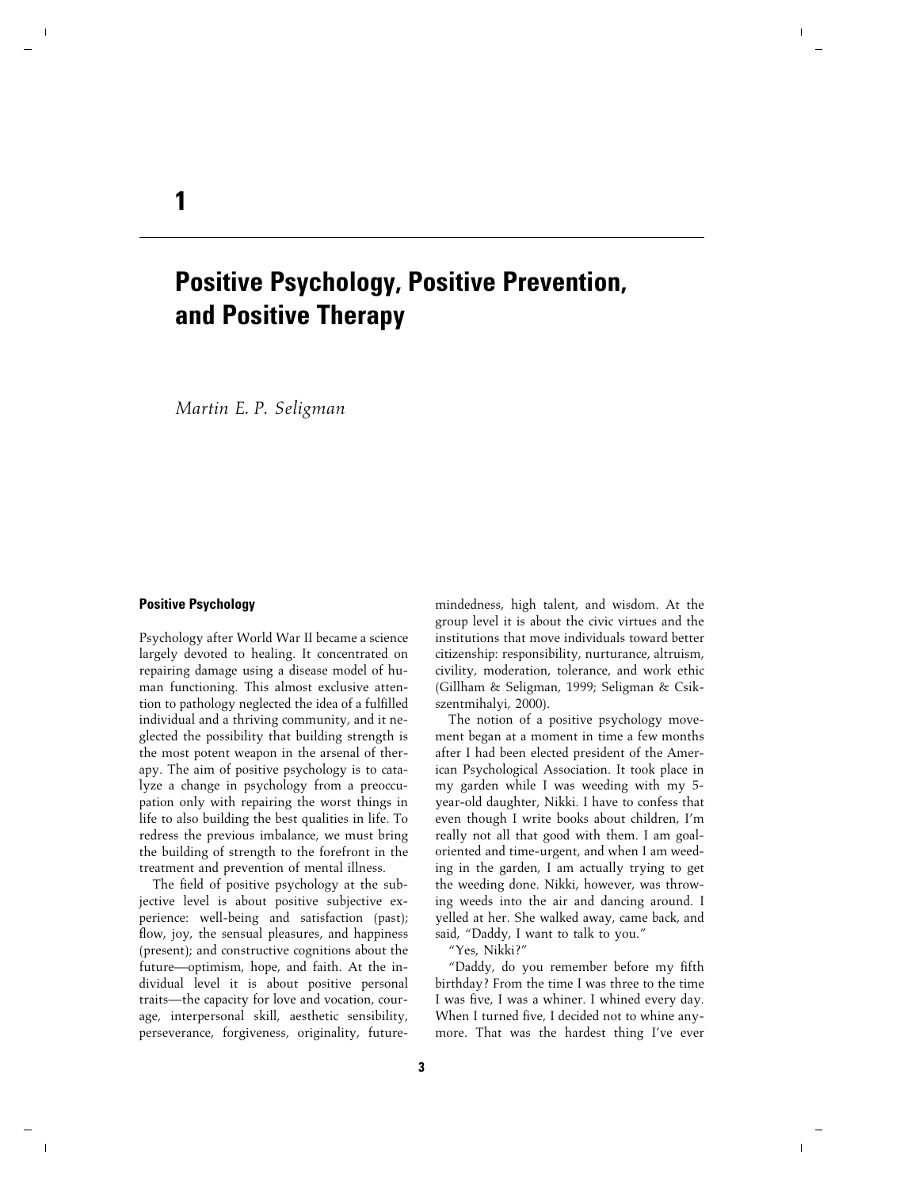# 1

# Positive Psychology, Positive Prevention, and Positive Therapy

*Martin E. P. Seligman*

## Positive Psychology

Psychology after World War II became a science largely devoted to healing. It concentrated on repairing damage using a disease model of human functioning. This almost exclusive attention to pathology neglected the idea of a fulfilled individual and a thriving community, and it neglected the possibility that building strength is the most potent weapon in the arsenal of therapy. The aim of positive psychology is to catalyze a change in psychology from a preoccupation only with repairing the worst things in life to also building the best qualities in life. To redress the previous imbalance, we must bring the building of strength to the forefront in the treatment and prevention of mental illness.

The field of positive psychology at the subjective level is about positive subjective experience: well-being and satisfaction (past); flow, joy, the sensual pleasures, and happiness (present); and constructive cognitions about the future—optimism, hope, and faith. At the individual level it is about positive personal traits—the capacity for love and vocation, courage, interpersonal skill, aesthetic sensibility, perseverance, forgiveness, originality, future-mindedness, high talent, and wisdom. At the group level it is about the civic virtues and the institutions that move individuals toward better citizenship: responsibility, nurturance, altruism, civility, moderation, tolerance, and work ethic (Gillham & Seligman, 1999; Seligman & Csikszentmihalyi, 2000).

The notion of a positive psychology movement began at a moment in time a few months after I had been elected president of the American Psychological Association. It took place in my garden while I was weeding with my 5-year-old daughter, Nikki. I have to confess that even though I write books about children, I'm really not all that good with them. I am goal-oriented and time-urgent, and when I am weeding in the garden, I am actually trying to get the weeding done. Nikki, however, was throwing weeds into the air and dancing around. I yelled at her. She walked away, came back, and said, "Daddy, I want to talk to you."

"Yes, Nikki?"

"Daddy, do you remember before my fifth birthday? From the time I was three to the time I was five, I was a whiner. I whined every day. When I turned five, I decided not to whine anymore. That was the hardest thing I've ever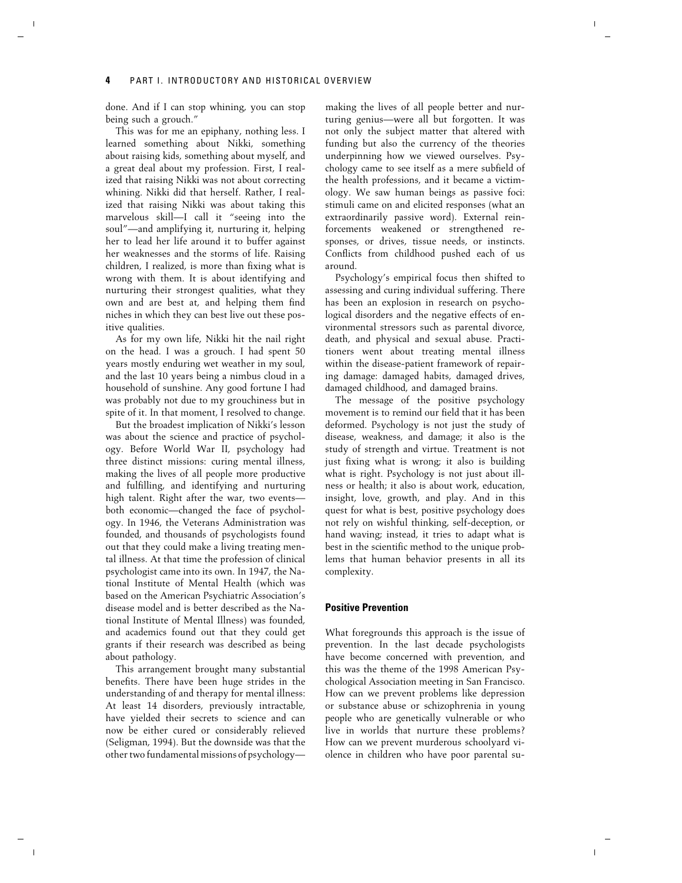done. And if I can stop whining, you can stop being such a grouch."

This was for me an epiphany, nothing less. I learned something about Nikki, something about raising kids, something about myself, and a great deal about my profession. First, I realized that raising Nikki was not about correcting whining. Nikki did that herself. Rather, I realized that raising Nikki was about taking this marvelous skill—I call it "seeing into the soul"—and amplifying it, nurturing it, helping her to lead her life around it to buffer against her weaknesses and the storms of life. Raising children, I realized, is more than fixing what is wrong with them. It is about identifying and nurturing their strongest qualities, what they own and are best at, and helping them find niches in which they can best live out these positive qualities.

As for my own life, Nikki hit the nail right on the head. I was a grouch. I had spent 50 years mostly enduring wet weather in my soul, and the last 10 years being a nimbus cloud in a household of sunshine. Any good fortune I had was probably not due to my grouchiness but in spite of it. In that moment, I resolved to change.

But the broadest implication of Nikki's lesson was about the science and practice of psychology. Before World War II, psychology had three distinct missions: curing mental illness, making the lives of all people more productive and fulfilling, and identifying and nurturing high talent. Right after the war, two events—both economic—changed the face of psychology. In 1946, the Veterans Administration was founded, and thousands of psychologists found out that they could make a living treating mental illness. At that time the profession of clinical psychologist came into its own. In 1947, the National Institute of Mental Health (which was based on the American Psychiatric Association's disease model and is better described as the National Institute of Mental Illness) was founded, and academics found out that they could get grants if their research was described as being about pathology.

This arrangement brought many substantial benefits. There have been huge strides in the understanding of and therapy for mental illness: At least 14 disorders, previously intractable, have yielded their secrets to science and can now be either cured or considerably relieved (Seligman, 1994). But the downside was that the other two fundamental missions of psychology—making the lives of all people better and nurturing genius—were all but forgotten. It was not only the subject matter that altered with funding but also the currency of the theories underpinning how we viewed ourselves. Psychology came to see itself as a mere subfield of the health professions, and it became a victimology. We saw human beings as passive foci: stimuli came on and elicited responses (what an extraordinarily passive word). External reinforcements weakened or strengthened responses, or drives, tissue needs, or instincts. Conflicts from childhood pushed each of us around.

Psychology's empirical focus then shifted to assessing and curing individual suffering. There has been an explosion in research on psychological disorders and the negative effects of environmental stressors such as parental divorce, death, and physical and sexual abuse. Practitioners went about treating mental illness within the disease-patient framework of repairing damage: damaged habits, damaged drives, damaged childhood, and damaged brains.

The message of the positive psychology movement is to remind our field that it has been deformed. Psychology is not just the study of disease, weakness, and damage; it also is the study of strength and virtue. Treatment is not just fixing what is wrong; it also is building what is right. Psychology is not just about illness or health; it also is about work, education, insight, love, growth, and play. And in this quest for what is best, positive psychology does not rely on wishful thinking, self-deception, or hand waving; instead, it tries to adapt what is best in the scientific method to the unique problems that human behavior presents in all its complexity.

## Positive Prevention

What foregrounds this approach is the issue of prevention. In the last decade psychologists have become concerned with prevention, and this was the theme of the 1998 American Psychological Association meeting in San Francisco. How can we prevent problems like depression or substance abuse or schizophrenia in young people who are genetically vulnerable or who live in worlds that nurture these problems? How can we prevent murderous schoolyard violence in children who have poor parental su-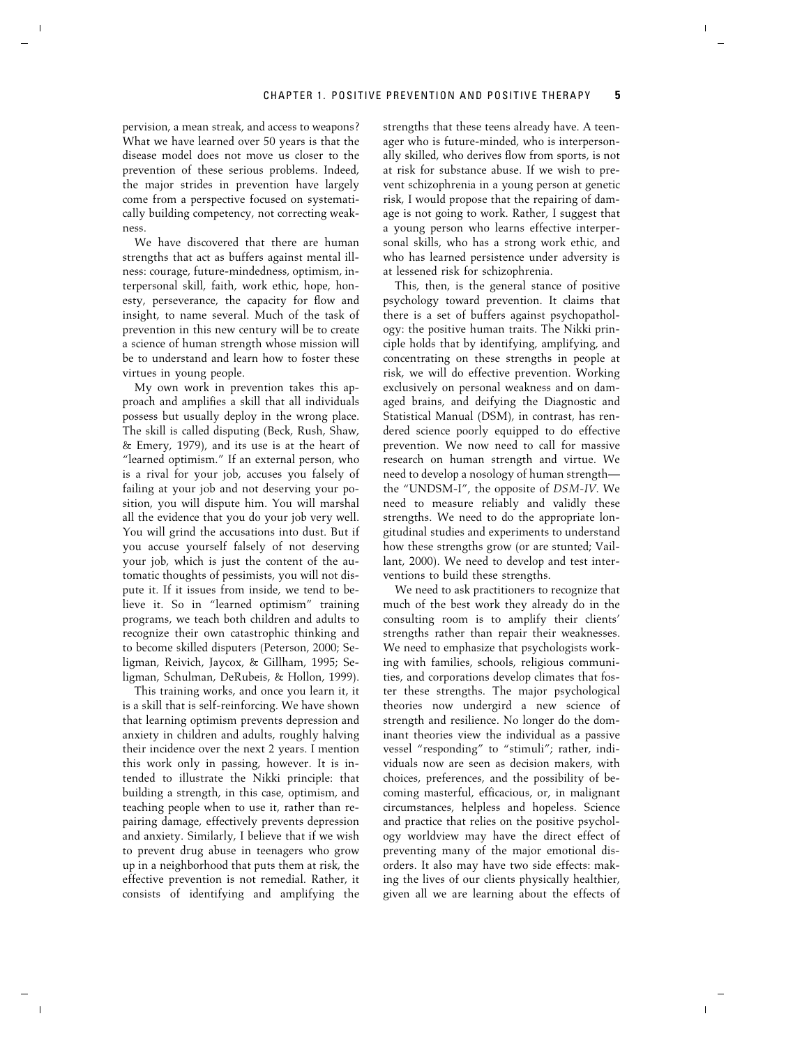pervision, a mean streak, and access to weapons? What we have learned over 50 years is that the disease model does not move us closer to the prevention of these serious problems. Indeed, the major strides in prevention have largely come from a perspective focused on systematically building competency, not correcting weakness.

We have discovered that there are human strengths that act as buffers against mental illness: courage, future-mindedness, optimism, interpersonal skill, faith, work ethic, hope, honesty, perseverance, the capacity for flow and insight, to name several. Much of the task of prevention in this new century will be to create a science of human strength whose mission will be to understand and learn how to foster these virtues in young people.

My own work in prevention takes this approach and amplifies a skill that all individuals possess but usually deploy in the wrong place. The skill is called disputing (Beck, Rush, Shaw, & Emery, 1979), and its use is at the heart of "learned optimism." If an external person, who is a rival for your job, accuses you falsely of failing at your job and not deserving your position, you will dispute him. You will marshal all the evidence that you do your job very well. You will grind the accusations into dust. But if you accuse yourself falsely of not deserving your job, which is just the content of the automatic thoughts of pessimists, you will not dispute it. If it issues from inside, we tend to believe it. So in "learned optimism" training programs, we teach both children and adults to recognize their own catastrophic thinking and to become skilled disputers (Peterson, 2000; Seligman, Reivich, Jaycox, & Gillham, 1995; Seligman, Schulman, DeRubeis, & Hollon, 1999).

This training works, and once you learn it, it is a skill that is self-reinforcing. We have shown that learning optimism prevents depression and anxiety in children and adults, roughly halving their incidence over the next 2 years. I mention this work only in passing, however. It is intended to illustrate the Nikki principle: that building a strength, in this case, optimism, and teaching people when to use it, rather than repairing damage, effectively prevents depression and anxiety. Similarly, I believe that if we wish to prevent drug abuse in teenagers who grow up in a neighborhood that puts them at risk, the effective prevention is not remedial. Rather, it consists of identifying and amplifying the strengths that these teens already have. A teenager who is future-minded, who is interpersonally skilled, who derives flow from sports, is not at risk for substance abuse. If we wish to prevent schizophrenia in a young person at genetic risk, I would propose that the repairing of damage is not going to work. Rather, I suggest that a young person who learns effective interpersonal skills, who has a strong work ethic, and who has learned persistence under adversity is at lessened risk for schizophrenia.

This, then, is the general stance of positive psychology toward prevention. It claims that there is a set of buffers against psychopathology: the positive human traits. The Nikki principle holds that by identifying, amplifying, and concentrating on these strengths in people at risk, we will do effective prevention. Working exclusively on personal weakness and on damaged brains, and deifying the Diagnostic and Statistical Manual (DSM), in contrast, has rendered science poorly equipped to do effective prevention. We now need to call for massive research on human strength and virtue. We need to develop a nosology of human strength—the "UNDSM-I", the opposite of *DSM-IV*. We need to measure reliably and validly these strengths. We need to do the appropriate longitudinal studies and experiments to understand how these strengths grow (or are stunted; Vaillant, 2000). We need to develop and test interventions to build these strengths.

We need to ask practitioners to recognize that much of the best work they already do in the consulting room is to amplify their clients' strengths rather than repair their weaknesses. We need to emphasize that psychologists working with families, schools, religious communities, and corporations develop climates that foster these strengths. The major psychological theories now undergird a new science of strength and resilience. No longer do the dominant theories view the individual as a passive vessel "responding" to "stimuli"; rather, individuals now are seen as decision makers, with choices, preferences, and the possibility of becoming masterful, efficacious, or, in malignant circumstances, helpless and hopeless. Science and practice that relies on the positive psychology worldview may have the direct effect of preventing many of the major emotional disorders. It also may have two side effects: making the lives of our clients physically healthier, given all we are learning about the effects of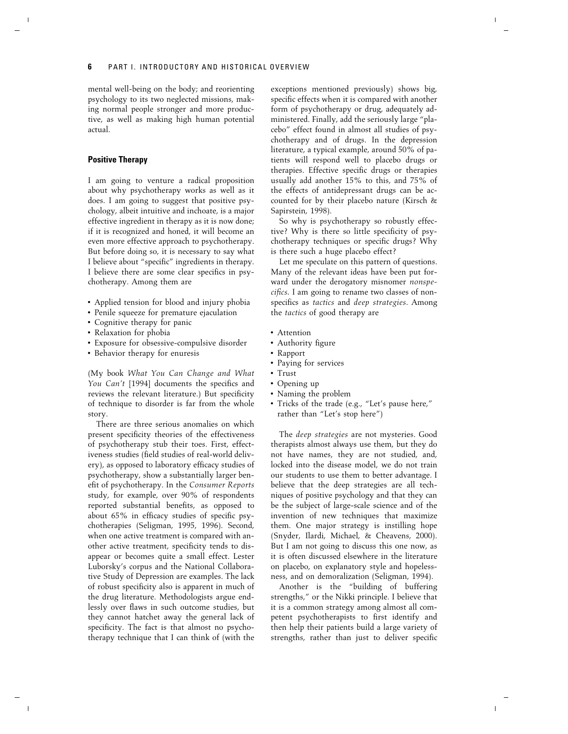mental well-being on the body; and reorienting psychology to its two neglected missions, making normal people stronger and more productive, as well as making high human potential actual.

### Positive Therapy

I am going to venture a radical proposition about why psychotherapy works as well as it does. I am going to suggest that positive psychology, albeit intuitive and inchoate, is a major effective ingredient in therapy as it is now done; if it is recognized and honed, it will become an even more effective approach to psychotherapy. But before doing so, it is necessary to say what I believe about "specific" ingredients in therapy. I believe there are some clear specifics in psychotherapy. Among them are

- Applied tension for blood and injury phobia
- Penile squeeze for premature ejaculation
- Cognitive therapy for panic
- Relaxation for phobia
- Exposure for obsessive-compulsive disorder
- Behavior therapy for enuresis

(My book *What You Can Change and What You Can't* [1994] documents the specifics and reviews the relevant literature.) But specificity of technique to disorder is far from the whole story.

There are three serious anomalies on which present specificity theories of the effectiveness of psychotherapy stub their toes. First, effectiveness studies (field studies of real-world delivery), as opposed to laboratory efficacy studies of psychotherapy, show a substantially larger benefit of psychotherapy. In the *Consumer Reports* study, for example, over 90% of respondents reported substantial benefits, as opposed to about 65% in efficacy studies of specific psychotherapies (Seligman, 1995, 1996). Second, when one active treatment is compared with another active treatment, specificity tends to disappear or becomes quite a small effect. Lester Luborsky's corpus and the National Collaborative Study of Depression are examples. The lack of robust specificity also is apparent in much of the drug literature. Methodologists argue endlessly over flaws in such outcome studies, but they cannot hatchet away the general lack of specificity. The fact is that almost no psychotherapy technique that I can think of (with the exceptions mentioned previously) shows big, specific effects when it is compared with another form of psychotherapy or drug, adequately administered. Finally, add the seriously large "placebo" effect found in almost all studies of psychotherapy and of drugs. In the depression literature, a typical example, around 50% of patients will respond well to placebo drugs or therapies. Effective specific drugs or therapies usually add another 15% to this, and 75% of the effects of antidepressant drugs can be accounted for by their placebo nature (Kirsch & Sapirstein, 1998).

So why is psychotherapy so robustly effective? Why is there so little specificity of psychotherapy techniques or specific drugs? Why is there such a huge placebo effect?

Let me speculate on this pattern of questions. Many of the relevant ideas have been put forward under the derogatory misnomer *nonspecifics*. I am going to rename two classes of nonspecifics as *tactics* and *deep strategies*. Among the *tactics* of good therapy are

- Attention
- Authority figure
- Rapport
- Paying for services
- Trust
- Opening up
- Naming the problem
- Tricks of the trade (e.g., "Let's pause here," rather than "Let's stop here")

The *deep strategies* are not mysteries. Good therapists almost always use them, but they do not have names, they are not studied, and, locked into the disease model, we do not train our students to use them to better advantage. I believe that the deep strategies are all techniques of positive psychology and that they can be the subject of large-scale science and of the invention of new techniques that maximize them. One major strategy is instilling hope (Snyder, Ilardi, Michael, & Cheavens, 2000). But I am not going to discuss this one now, as it is often discussed elsewhere in the literature on placebo, on explanatory style and hopelessness, and on demoralization (Seligman, 1994).

Another is the "building of buffering strengths," or the Nikki principle. I believe that it is a common strategy among almost all competent psychotherapists to first identify and then help their patients build a large variety of strengths, rather than just to deliver specific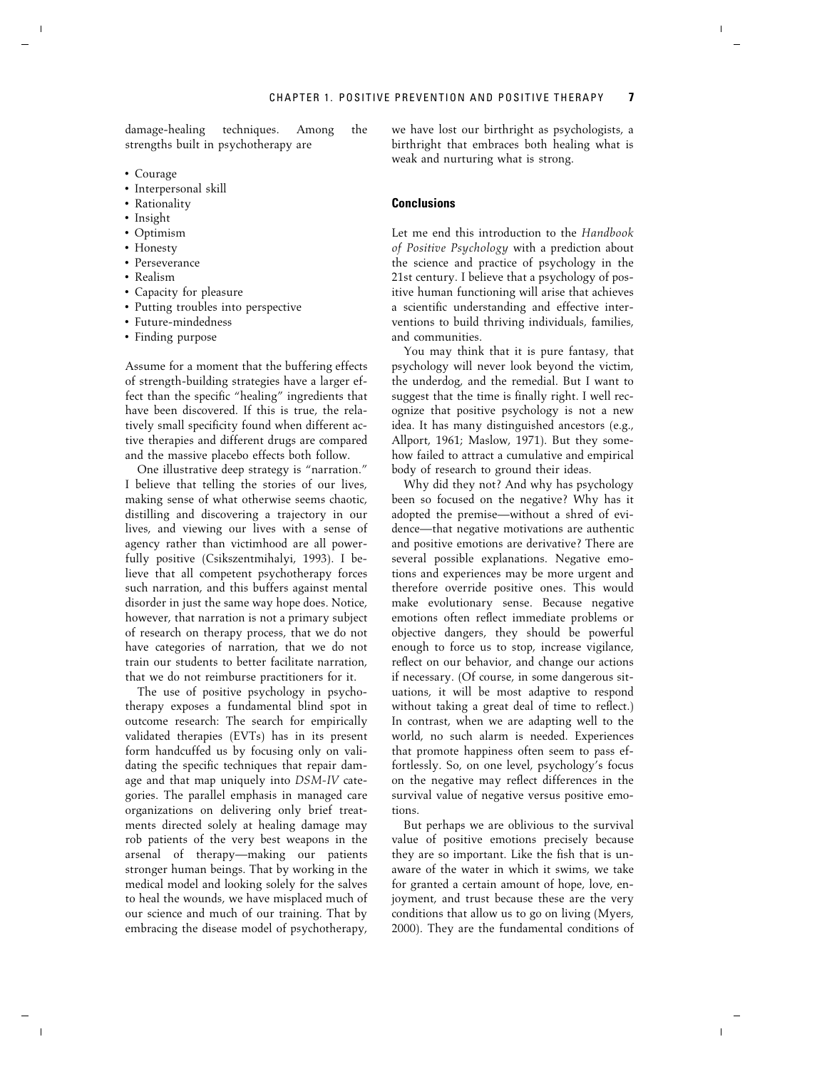damage-healing techniques. Among the strengths built in psychotherapy are

- Courage
- Interpersonal skill
- Rationality
- Insight
- Optimism
- Honesty
- Perseverance
- Realism
- Capacity for pleasure
- Putting troubles into perspective
- Future-mindedness
- Finding purpose

Assume for a moment that the buffering effects of strength-building strategies have a larger effect than the specific "healing" ingredients that have been discovered. If this is true, the relatively small specificity found when different active therapies and different drugs are compared and the massive placebo effects both follow.

One illustrative deep strategy is "narration." I believe that telling the stories of our lives, making sense of what otherwise seems chaotic, distilling and discovering a trajectory in our lives, and viewing our lives with a sense of agency rather than victimhood are all powerfully positive (Csikszentmihalyi, 1993). I believe that all competent psychotherapy forces such narration, and this buffers against mental disorder in just the same way hope does. Notice, however, that narration is not a primary subject of research on therapy process, that we do not have categories of narration, that we do not train our students to better facilitate narration, that we do not reimburse practitioners for it.

The use of positive psychology in psychotherapy exposes a fundamental blind spot in outcome research: The search for empirically validated therapies (EVTs) has in its present form handcuffed us by focusing only on validating the specific techniques that repair damage and that map uniquely into *DSM-IV* categories. The parallel emphasis in managed care organizations on delivering only brief treatments directed solely at healing damage may rob patients of the very best weapons in the arsenal of therapy—making our patients stronger human beings. That by working in the medical model and looking solely for the salves to heal the wounds, we have misplaced much of our science and much of our training. That by embracing the disease model of psychotherapy, we have lost our birthright as psychologists, a birthright that embraces both healing what is weak and nurturing what is strong.

## Conclusions

Let me end this introduction to the *Handbook of Positive Psychology* with a prediction about the science and practice of psychology in the 21st century. I believe that a psychology of positive human functioning will arise that achieves a scientific understanding and effective interventions to build thriving individuals, families, and communities.

You may think that it is pure fantasy, that psychology will never look beyond the victim, the underdog, and the remedial. But I want to suggest that the time is finally right. I well recognize that positive psychology is not a new idea. It has many distinguished ancestors (e.g., Allport, 1961; Maslow, 1971). But they somehow failed to attract a cumulative and empirical body of research to ground their ideas.

Why did they not? And why has psychology been so focused on the negative? Why has it adopted the premise—without a shred of evidence—that negative motivations are authentic and positive emotions are derivative? There are several possible explanations. Negative emotions and experiences may be more urgent and therefore override positive ones. This would make evolutionary sense. Because negative emotions often reflect immediate problems or objective dangers, they should be powerful enough to force us to stop, increase vigilance, reflect on our behavior, and change our actions if necessary. (Of course, in some dangerous situations, it will be most adaptive to respond without taking a great deal of time to reflect.) In contrast, when we are adapting well to the world, no such alarm is needed. Experiences that promote happiness often seem to pass effortlessly. So, on one level, psychology's focus on the negative may reflect differences in the survival value of negative versus positive emotions.

But perhaps we are oblivious to the survival value of positive emotions precisely because they are so important. Like the fish that is unaware of the water in which it swims, we take for granted a certain amount of hope, love, enjoyment, and trust because these are the very conditions that allow us to go on living (Myers, 2000). They are the fundamental conditions of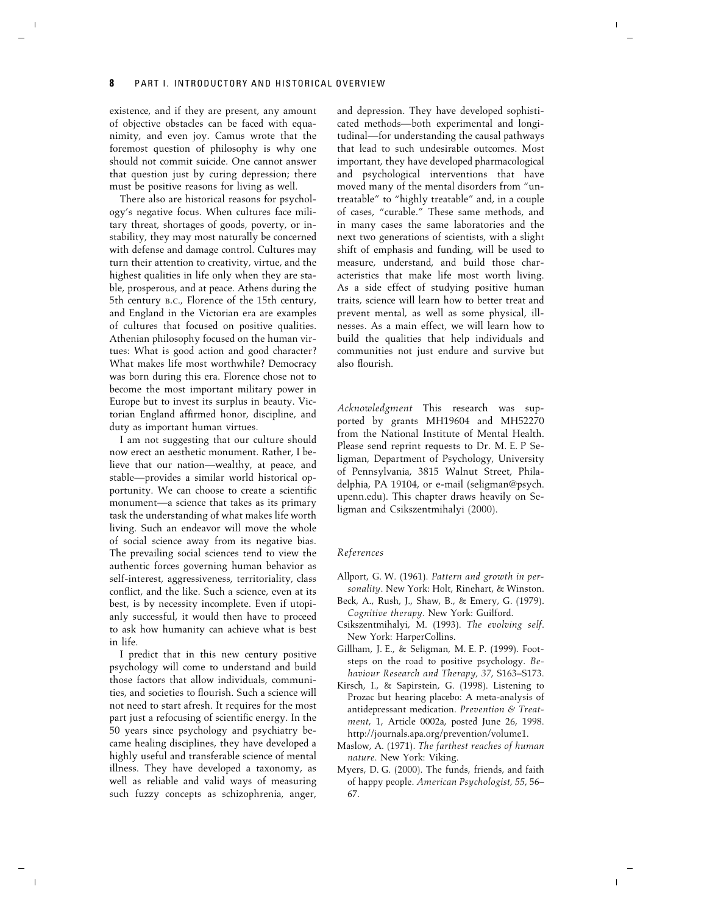existence, and if they are present, any amount of objective obstacles can be faced with equanimity, and even joy. Camus wrote that the foremost question of philosophy is why one should not commit suicide. One cannot answer that question just by curing depression; there must be positive reasons for living as well.

There also are historical reasons for psychology's negative focus. When cultures face military threat, shortages of goods, poverty, or instability, they may most naturally be concerned with defense and damage control. Cultures may turn their attention to creativity, virtue, and the highest qualities in life only when they are stable, prosperous, and at peace. Athens during the 5th century B.C., Florence of the 15th century, and England in the Victorian era are examples of cultures that focused on positive qualities. Athenian philosophy focused on the human virtues: What is good action and good character? What makes life most worthwhile? Democracy was born during this era. Florence chose not to become the most important military power in Europe but to invest its surplus in beauty. Victorian England affirmed honor, discipline, and duty as important human virtues.

I am not suggesting that our culture should now erect an aesthetic monument. Rather, I believe that our nation—wealthy, at peace, and stable—provides a similar world historical opportunity. We can choose to create a scientific monument—a science that takes as its primary task the understanding of what makes life worth living. Such an endeavor will move the whole of social science away from its negative bias. The prevailing social sciences tend to view the authentic forces governing human behavior as self-interest, aggressiveness, territoriality, class conflict, and the like. Such a science, even at its best, is by necessity incomplete. Even if utopianly successful, it would then have to proceed to ask how humanity can achieve what is best in life.

I predict that in this new century positive psychology will come to understand and build those factors that allow individuals, communities, and societies to flourish. Such a science will not need to start afresh. It requires for the most part just a refocusing of scientific energy. In the 50 years since psychology and psychiatry became healing disciplines, they have developed a highly useful and transferable science of mental illness. They have developed a taxonomy, as well as reliable and valid ways of measuring such fuzzy concepts as schizophrenia, anger, and depression. They have developed sophisticated methods—both experimental and longitudinal—for understanding the causal pathways that lead to such undesirable outcomes. Most important, they have developed pharmacological and psychological interventions that have moved many of the mental disorders from "untreatable" to "highly treatable" and, in a couple of cases, "curable." These same methods, and in many cases the same laboratories and the next two generations of scientists, with a slight shift of emphasis and funding, will be used to measure, understand, and build those characteristics that make life most worth living. As a side effect of studying positive human traits, science will learn how to better treat and prevent mental, as well as some physical, illnesses. As a main effect, we will learn how to build the qualities that help individuals and communities not just endure and survive but also flourish.

*Acknowledgment* This research was supported by grants MH19604 and MH52270 from the National Institute of Mental Health. Please send reprint requests to Dr. M. E. P Seligman, Department of Psychology, University of Pennsylvania, 3815 Walnut Street, Philadelphia, PA 19104, or e-mail (seligman@psych.upenn.edu). This chapter draws heavily on Seligman and Csikszentmihalyi (2000).

## *References*

Allport, G. W. (1961). *Pattern and growth in personality*. New York: Holt, Rinehart, & Winston.

Beck, A., Rush, J., Shaw, B., & Emery, G. (1979). *Cognitive therapy*. New York: Guilford.

Csikszentmihalyi, M. (1993). *The evolving self*. New York: HarperCollins.

Gillham, J. E., & Seligman, M. E. P. (1999). Footsteps on the road to positive psychology. *Behaviour Research and Therapy, 37*, S163–S173.

Kirsch, I., & Sapirstein, G. (1998). Listening to Prozac but hearing placebo: A meta-analysis of antidepressant medication. *Prevention & Treatment*, 1, Article 0002a, posted June 26, 1998. http://journals.apa.org/prevention/volume1.

Maslow, A. (1971). *The farthest reaches of human nature*. New York: Viking.

Myers, D. G. (2000). The funds, friends, and faith of happy people. *American Psychologist, 55*, 56–67.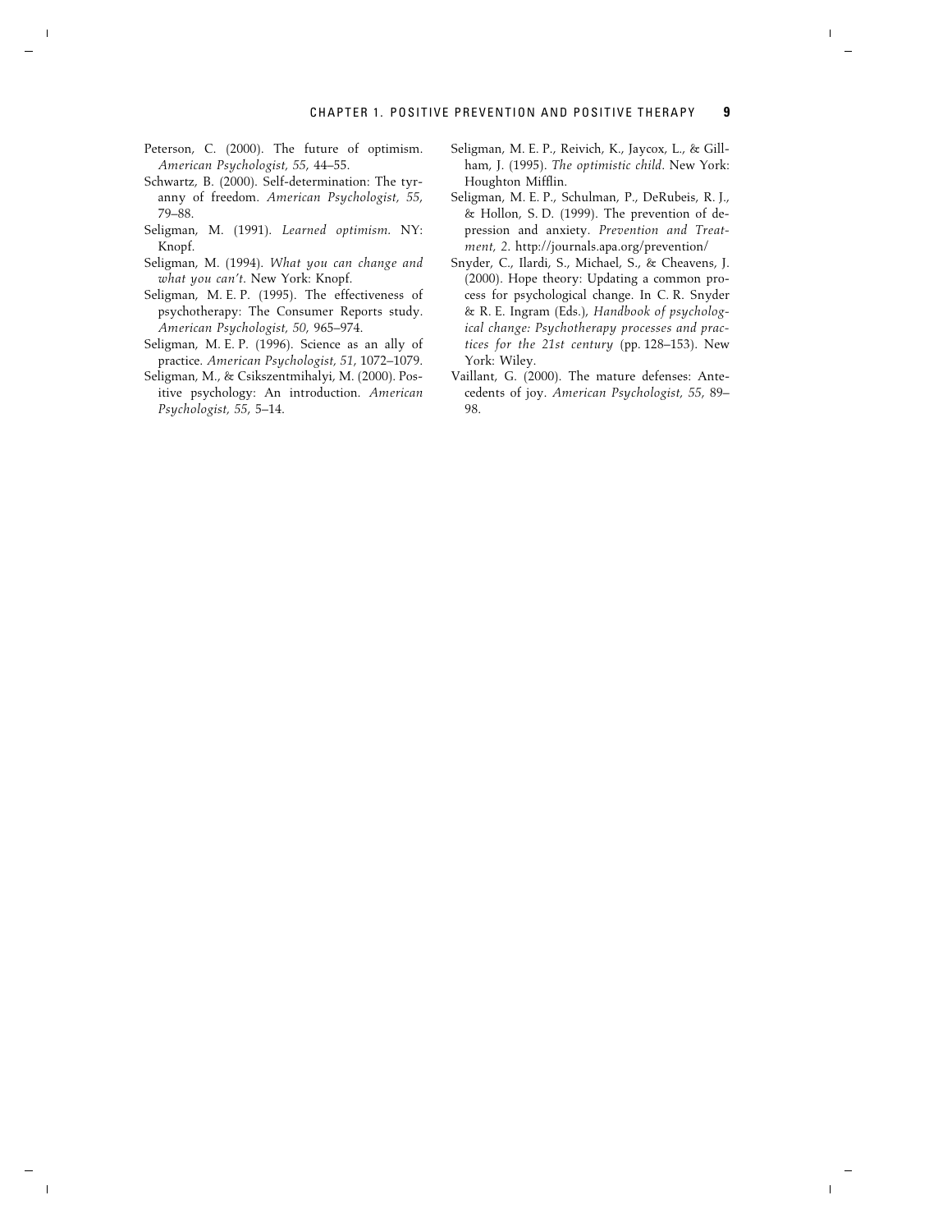Peterson, C. (2000). The future of optimism. *American Psychologist, 55*, 44–55.

Schwartz, B. (2000). Self-determination: The tyranny of freedom. *American Psychologist, 55*, 79–88.

Seligman, M. (1991). *Learned optimism*. NY: Knopf.

Seligman, M. (1994). *What you can change and what you can't*. New York: Knopf.

Seligman, M. E. P. (1995). The effectiveness of psychotherapy: The Consumer Reports study. *American Psychologist, 50*, 965–974.

Seligman, M. E. P. (1996). Science as an ally of practice. *American Psychologist, 51*, 1072–1079.

Seligman, M., & Csikszentmihalyi, M. (2000). Positive psychology: An introduction. *American Psychologist, 55*, 5–14.

Seligman, M. E. P., Reivich, K., Jaycox, L., & Gillham, J. (1995). *The optimistic child*. New York: Houghton Mifflin.

Seligman, M. E. P., Schulman, P., DeRubeis, R. J., & Hollon, S. D. (1999). The prevention of depression and anxiety. *Prevention and Treatment, 2*. http://journals.apa.org/prevention/

Snyder, C., Ilardi, S., Michael, S., & Cheavens, J. (2000). Hope theory: Updating a common process for psychological change. In C. R. Snyder & R. E. Ingram (Eds.), *Handbook of psychological change: Psychotherapy processes and practices for the 21st century* (pp. 128–153). New York: Wiley.

Vaillant, G. (2000). The mature defenses: Antecedents of joy. *American Psychologist, 55*, 89–98.